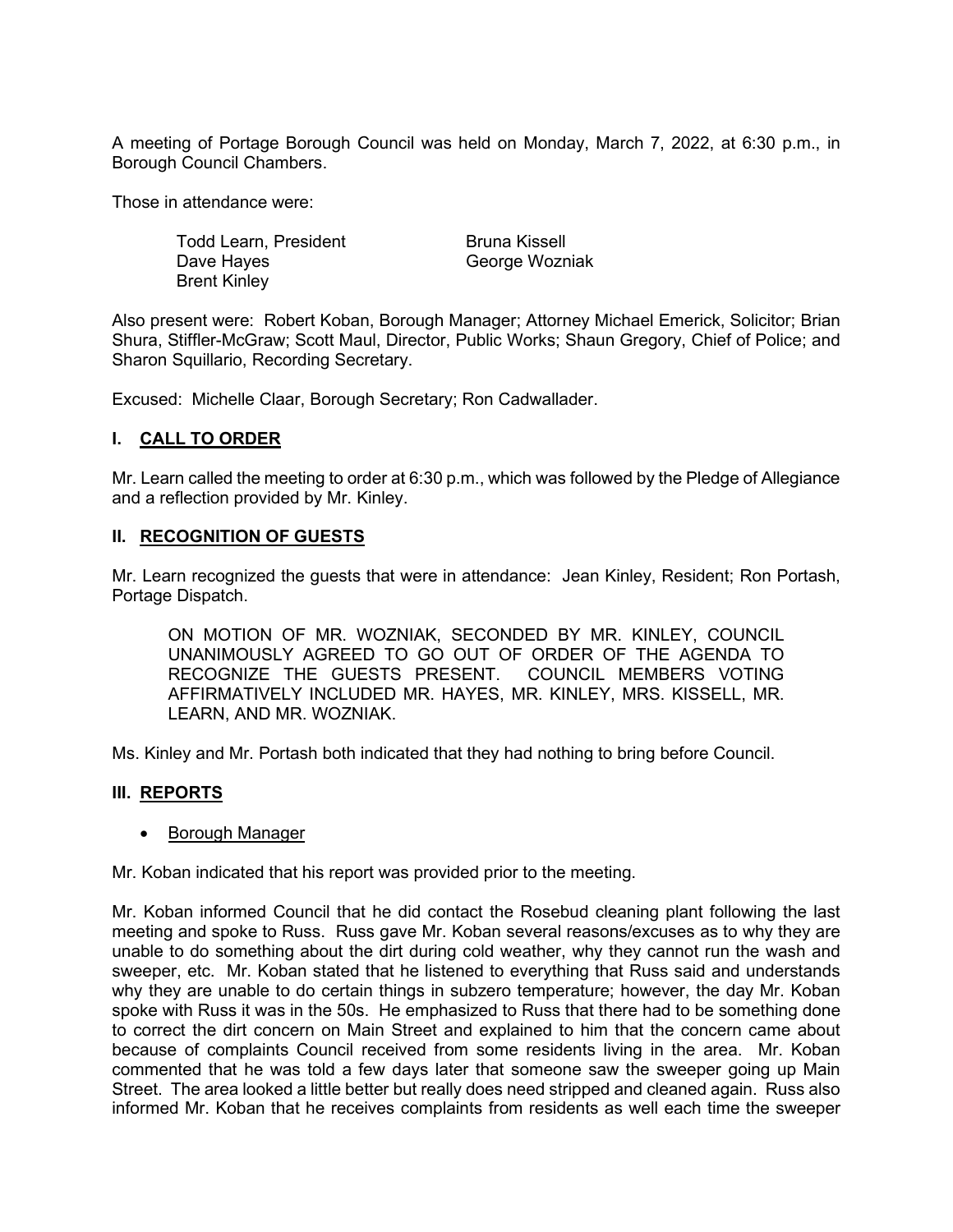A meeting of Portage Borough Council was held on Monday, March 7, 2022, at 6:30 p.m., in Borough Council Chambers.

Those in attendance were:

Todd Learn, President
Dave Hayes
Brent Kinley
Bruna Kissell
George Wozniak

Also present were: Robert Koban, Borough Manager; Attorney Michael Emerick, Solicitor; Brian Shura, Stiffler-McGraw; Scott Maul, Director, Public Works; Shaun Gregory, Chief of Police; and Sharon Squillario, Recording Secretary.

Excused: Michelle Claar, Borough Secretary; Ron Cadwallader.

## I. CALL TO ORDER

Mr. Learn called the meeting to order at 6:30 p.m., which was followed by the Pledge of Allegiance and a reflection provided by Mr. Kinley.

## II. RECOGNITION OF GUESTS

Mr. Learn recognized the guests that were in attendance: Jean Kinley, Resident; Ron Portash, Portage Dispatch.

> ON MOTION OF MR. WOZNIAK, SECONDED BY MR. KINLEY, COUNCIL UNANIMOUSLY AGREED TO GO OUT OF ORDER OF THE AGENDA TO RECOGNIZE THE GUESTS PRESENT. COUNCIL MEMBERS VOTING AFFIRMATIVELY INCLUDED MR. HAYES, MR. KINLEY, MRS. KISSELL, MR. LEARN, AND MR. WOZNIAK.

Ms. Kinley and Mr. Portash both indicated that they had nothing to bring before Council.

## III. REPORTS

- Borough Manager

Mr. Koban indicated that his report was provided prior to the meeting.

Mr. Koban informed Council that he did contact the Rosebud cleaning plant following the last meeting and spoke to Russ. Russ gave Mr. Koban several reasons/excuses as to why they are unable to do something about the dirt during cold weather, why they cannot run the wash and sweeper, etc. Mr. Koban stated that he listened to everything that Russ said and understands why they are unable to do certain things in subzero temperature; however, the day Mr. Koban spoke with Russ it was in the 50s. He emphasized to Russ that there had to be something done to correct the dirt concern on Main Street and explained to him that the concern came about because of complaints Council received from some residents living in the area. Mr. Koban commented that he was told a few days later that someone saw the sweeper going up Main Street. The area looked a little better but really does need stripped and cleaned again. Russ also informed Mr. Koban that he receives complaints from residents as well each time the sweeper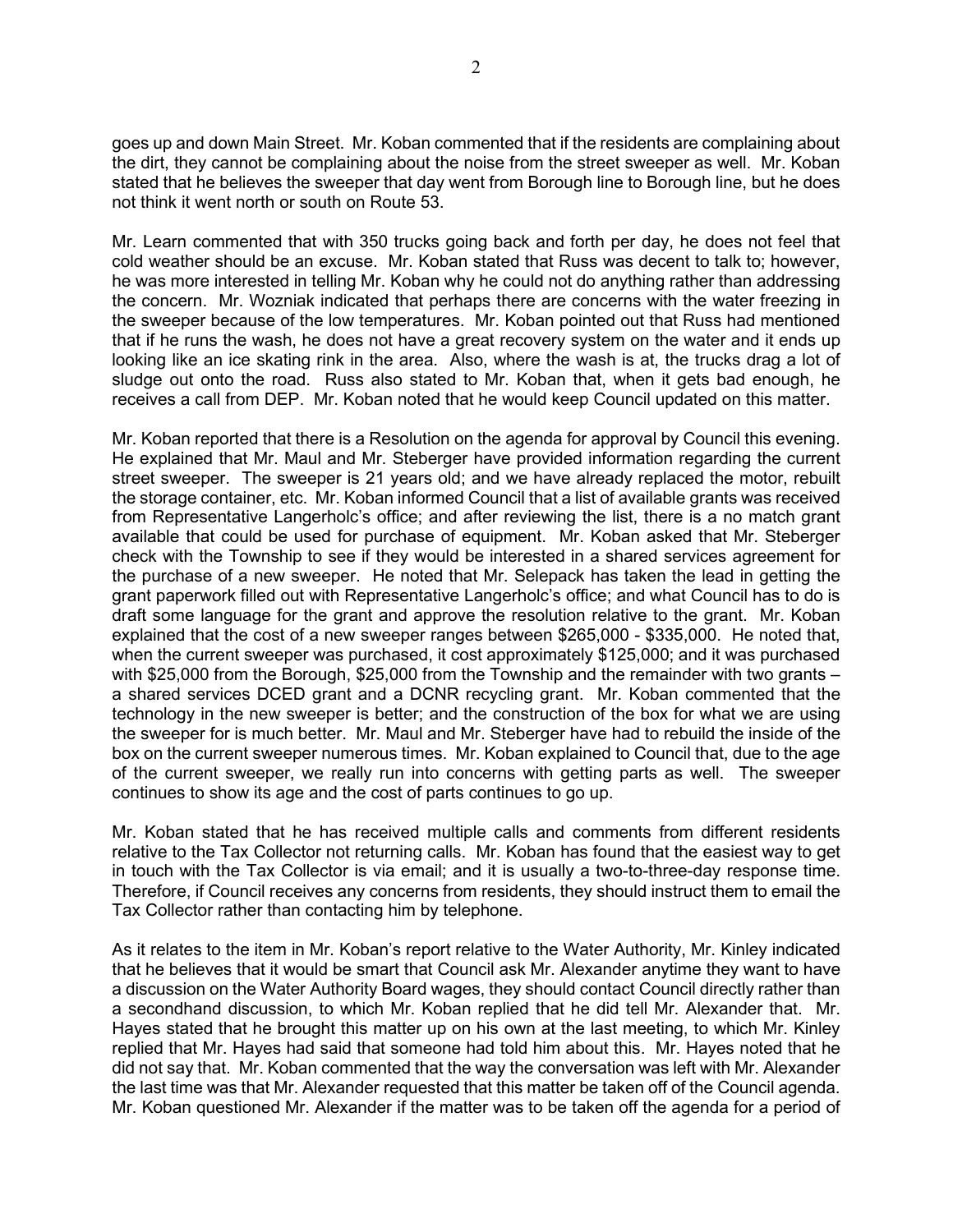goes up and down Main Street. Mr. Koban commented that if the residents are complaining about the dirt, they cannot be complaining about the noise from the street sweeper as well. Mr. Koban stated that he believes the sweeper that day went from Borough line to Borough line, but he does not think it went north or south on Route 53.

Mr. Learn commented that with 350 trucks going back and forth per day, he does not feel that cold weather should be an excuse. Mr. Koban stated that Russ was decent to talk to; however, he was more interested in telling Mr. Koban why he could not do anything rather than addressing the concern. Mr. Wozniak indicated that perhaps there are concerns with the water freezing in the sweeper because of the low temperatures. Mr. Koban pointed out that Russ had mentioned that if he runs the wash, he does not have a great recovery system on the water and it ends up looking like an ice skating rink in the area. Also, where the wash is at, the trucks drag a lot of sludge out onto the road. Russ also stated to Mr. Koban that, when it gets bad enough, he receives a call from DEP. Mr. Koban noted that he would keep Council updated on this matter.

Mr. Koban reported that there is a Resolution on the agenda for approval by Council this evening. He explained that Mr. Maul and Mr. Steberger have provided information regarding the current street sweeper. The sweeper is 21 years old; and we have already replaced the motor, rebuilt the storage container, etc. Mr. Koban informed Council that a list of available grants was received from Representative Langerholc's office; and after reviewing the list, there is a no match grant available that could be used for purchase of equipment. Mr. Koban asked that Mr. Steberger check with the Township to see if they would be interested in a shared services agreement for the purchase of a new sweeper. He noted that Mr. Selepack has taken the lead in getting the grant paperwork filled out with Representative Langerholc's office; and what Council has to do is draft some language for the grant and approve the resolution relative to the grant. Mr. Koban explained that the cost of a new sweeper ranges between $265,000 - $335,000. He noted that, when the current sweeper was purchased, it cost approximately $125,000; and it was purchased with $25,000 from the Borough, $25,000 from the Township and the remainder with two grants – a shared services DCED grant and a DCNR recycling grant. Mr. Koban commented that the technology in the new sweeper is better; and the construction of the box for what we are using the sweeper for is much better. Mr. Maul and Mr. Steberger have had to rebuild the inside of the box on the current sweeper numerous times. Mr. Koban explained to Council that, due to the age of the current sweeper, we really run into concerns with getting parts as well. The sweeper continues to show its age and the cost of parts continues to go up.

Mr. Koban stated that he has received multiple calls and comments from different residents relative to the Tax Collector not returning calls. Mr. Koban has found that the easiest way to get in touch with the Tax Collector is via email; and it is usually a two-to-three-day response time. Therefore, if Council receives any concerns from residents, they should instruct them to email the Tax Collector rather than contacting him by telephone.

As it relates to the item in Mr. Koban's report relative to the Water Authority, Mr. Kinley indicated that he believes that it would be smart that Council ask Mr. Alexander anytime they want to have a discussion on the Water Authority Board wages, they should contact Council directly rather than a secondhand discussion, to which Mr. Koban replied that he did tell Mr. Alexander that. Mr. Hayes stated that he brought this matter up on his own at the last meeting, to which Mr. Kinley replied that Mr. Hayes had said that someone had told him about this. Mr. Hayes noted that he did not say that. Mr. Koban commented that the way the conversation was left with Mr. Alexander the last time was that Mr. Alexander requested that this matter be taken off of the Council agenda. Mr. Koban questioned Mr. Alexander if the matter was to be taken off the agenda for a period of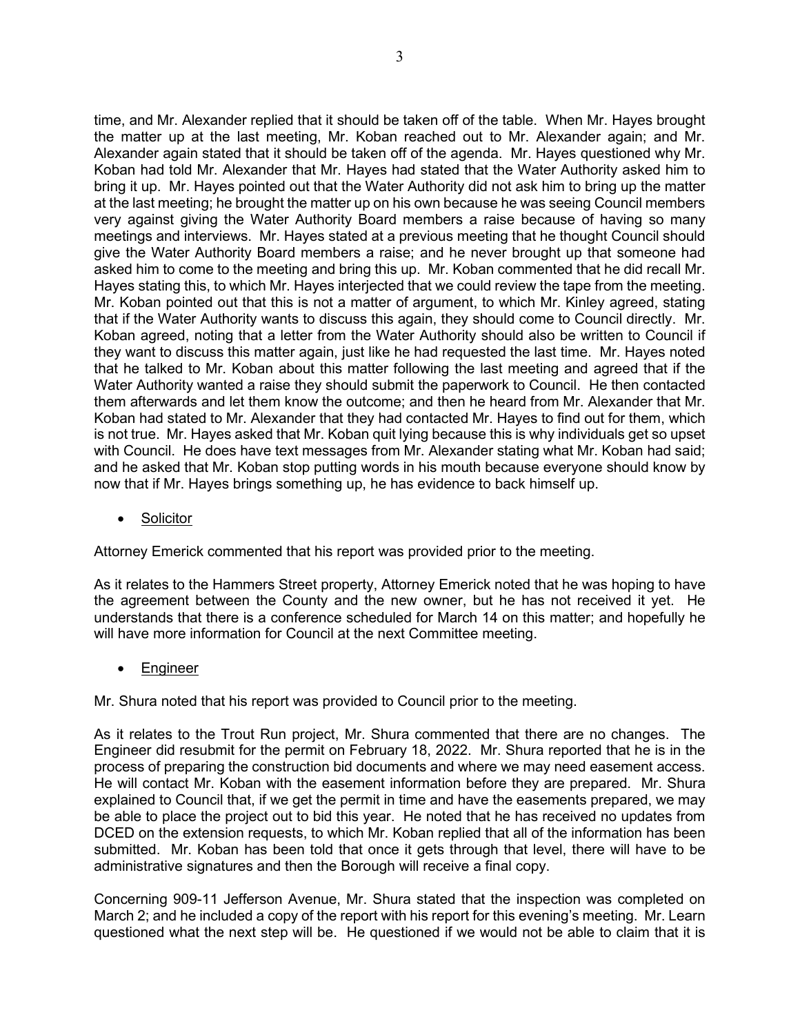time, and Mr. Alexander replied that it should be taken off of the table. When Mr. Hayes brought the matter up at the last meeting, Mr. Koban reached out to Mr. Alexander again; and Mr. Alexander again stated that it should be taken off of the agenda. Mr. Hayes questioned why Mr. Koban had told Mr. Alexander that Mr. Hayes had stated that the Water Authority asked him to bring it up. Mr. Hayes pointed out that the Water Authority did not ask him to bring up the matter at the last meeting; he brought the matter up on his own because he was seeing Council members very against giving the Water Authority Board members a raise because of having so many meetings and interviews. Mr. Hayes stated at a previous meeting that he thought Council should give the Water Authority Board members a raise; and he never brought up that someone had asked him to come to the meeting and bring this up. Mr. Koban commented that he did recall Mr. Hayes stating this, to which Mr. Hayes interjected that we could review the tape from the meeting. Mr. Koban pointed out that this is not a matter of argument, to which Mr. Kinley agreed, stating that if the Water Authority wants to discuss this again, they should come to Council directly. Mr. Koban agreed, noting that a letter from the Water Authority should also be written to Council if they want to discuss this matter again, just like he had requested the last time. Mr. Hayes noted that he talked to Mr. Koban about this matter following the last meeting and agreed that if the Water Authority wanted a raise they should submit the paperwork to Council. He then contacted them afterwards and let them know the outcome; and then he heard from Mr. Alexander that Mr. Koban had stated to Mr. Alexander that they had contacted Mr. Hayes to find out for them, which is not true. Mr. Hayes asked that Mr. Koban quit lying because this is why individuals get so upset with Council. He does have text messages from Mr. Alexander stating what Mr. Koban had said; and he asked that Mr. Koban stop putting words in his mouth because everyone should know by now that if Mr. Hayes brings something up, he has evidence to back himself up.

- Solicitor

Attorney Emerick commented that his report was provided prior to the meeting.

As it relates to the Hammers Street property, Attorney Emerick noted that he was hoping to have the agreement between the County and the new owner, but he has not received it yet. He understands that there is a conference scheduled for March 14 on this matter; and hopefully he will have more information for Council at the next Committee meeting.

- Engineer

Mr. Shura noted that his report was provided to Council prior to the meeting.

As it relates to the Trout Run project, Mr. Shura commented that there are no changes. The Engineer did resubmit for the permit on February 18, 2022. Mr. Shura reported that he is in the process of preparing the construction bid documents and where we may need easement access. He will contact Mr. Koban with the easement information before they are prepared. Mr. Shura explained to Council that, if we get the permit in time and have the easements prepared, we may be able to place the project out to bid this year. He noted that he has received no updates from DCED on the extension requests, to which Mr. Koban replied that all of the information has been submitted. Mr. Koban has been told that once it gets through that level, there will have to be administrative signatures and then the Borough will receive a final copy.

Concerning 909-11 Jefferson Avenue, Mr. Shura stated that the inspection was completed on March 2; and he included a copy of the report with his report for this evening's meeting. Mr. Learn questioned what the next step will be. He questioned if we would not be able to claim that it is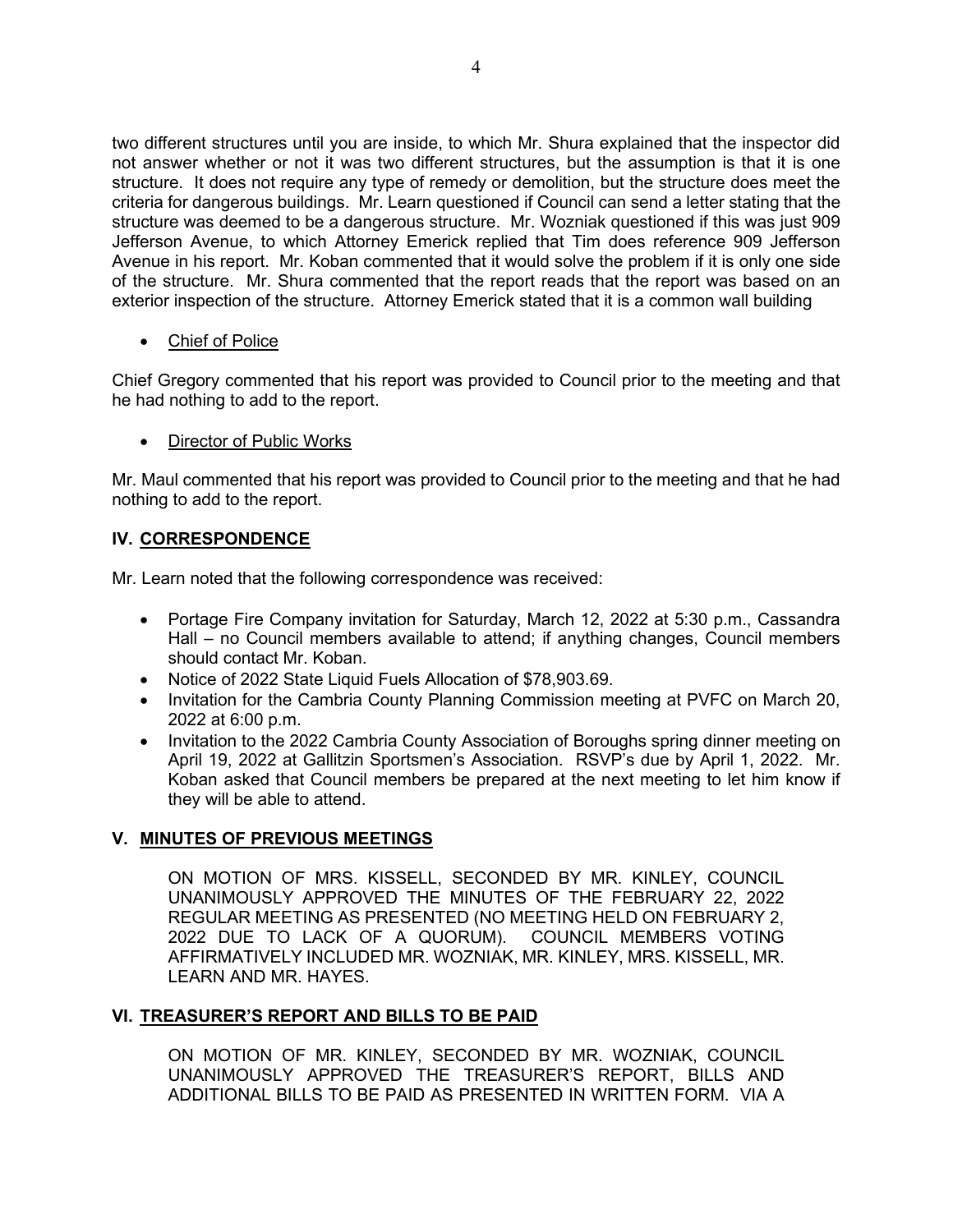two different structures until you are inside, to which Mr. Shura explained that the inspector did not answer whether or not it was two different structures, but the assumption is that it is one structure. It does not require any type of remedy or demolition, but the structure does meet the criteria for dangerous buildings. Mr. Learn questioned if Council can send a letter stating that the structure was deemed to be a dangerous structure. Mr. Wozniak questioned if this was just 909 Jefferson Avenue, to which Attorney Emerick replied that Tim does reference 909 Jefferson Avenue in his report. Mr. Koban commented that it would solve the problem if it is only one side of the structure. Mr. Shura commented that the report reads that the report was based on an exterior inspection of the structure. Attorney Emerick stated that it is a common wall building

- Chief of Police

Chief Gregory commented that his report was provided to Council prior to the meeting and that he had nothing to add to the report.

- Director of Public Works

Mr. Maul commented that his report was provided to Council prior to the meeting and that he had nothing to add to the report.

## IV. CORRESPONDENCE

Mr. Learn noted that the following correspondence was received:

- Portage Fire Company invitation for Saturday, March 12, 2022 at 5:30 p.m., Cassandra Hall – no Council members available to attend; if anything changes, Council members should contact Mr. Koban.
- Notice of 2022 State Liquid Fuels Allocation of $78,903.69.
- Invitation for the Cambria County Planning Commission meeting at PVFC on March 20, 2022 at 6:00 p.m.
- Invitation to the 2022 Cambria County Association of Boroughs spring dinner meeting on April 19, 2022 at Gallitzin Sportsmen's Association. RSVP's due by April 1, 2022. Mr. Koban asked that Council members be prepared at the next meeting to let him know if they will be able to attend.

## V. MINUTES OF PREVIOUS MEETINGS

ON MOTION OF MRS. KISSELL, SECONDED BY MR. KINLEY, COUNCIL UNANIMOUSLY APPROVED THE MINUTES OF THE FEBRUARY 22, 2022 REGULAR MEETING AS PRESENTED (NO MEETING HELD ON FEBRUARY 2, 2022 DUE TO LACK OF A QUORUM). COUNCIL MEMBERS VOTING AFFIRMATIVELY INCLUDED MR. WOZNIAK, MR. KINLEY, MRS. KISSELL, MR. LEARN AND MR. HAYES.

## VI. TREASURER'S REPORT AND BILLS TO BE PAID

ON MOTION OF MR. KINLEY, SECONDED BY MR. WOZNIAK, COUNCIL UNANIMOUSLY APPROVED THE TREASURER'S REPORT, BILLS AND ADDITIONAL BILLS TO BE PAID AS PRESENTED IN WRITTEN FORM. VIA A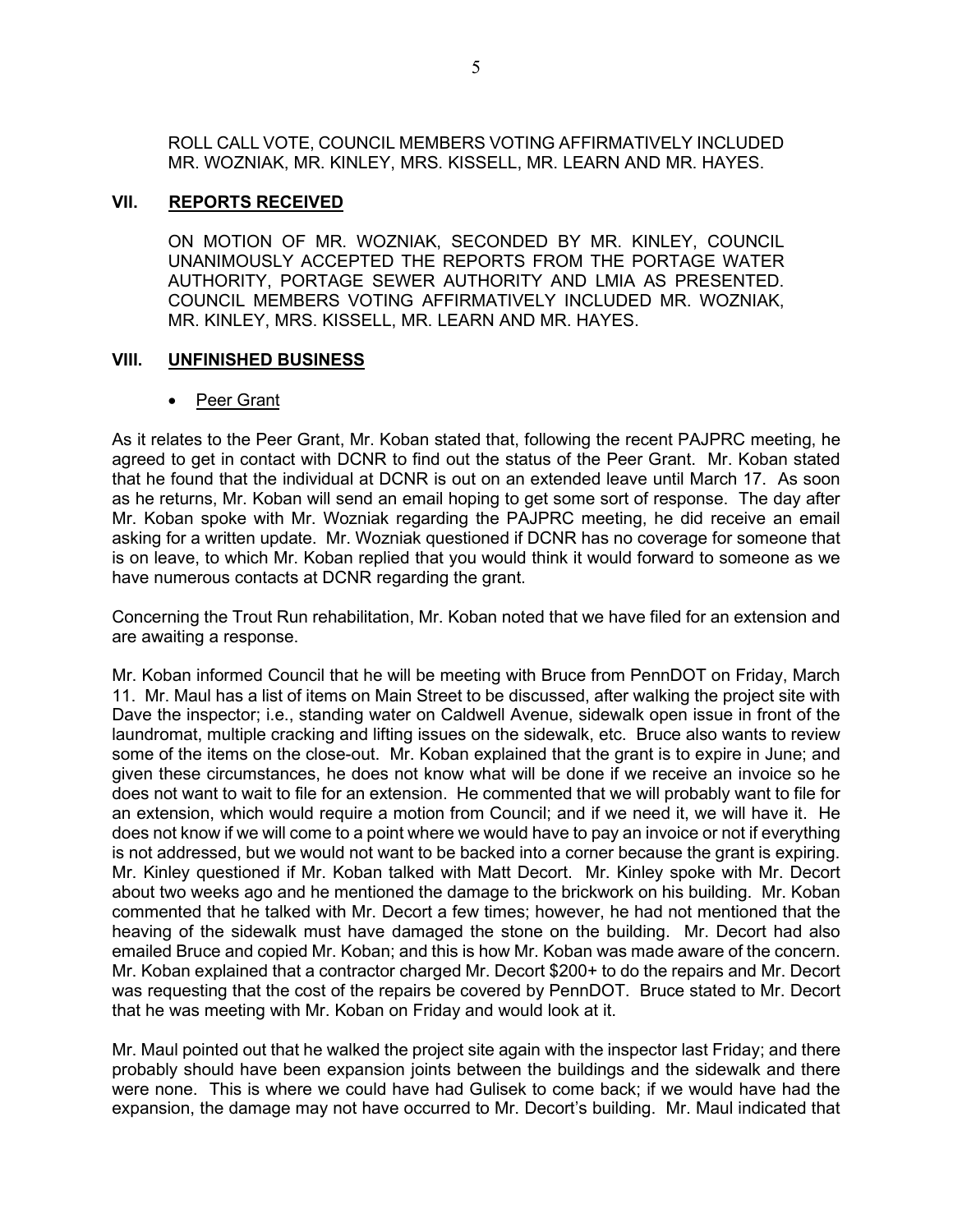ROLL CALL VOTE, COUNCIL MEMBERS VOTING AFFIRMATIVELY INCLUDED MR. WOZNIAK, MR. KINLEY, MRS. KISSELL, MR. LEARN AND MR. HAYES.

## VII. REPORTS RECEIVED

ON MOTION OF MR. WOZNIAK, SECONDED BY MR. KINLEY, COUNCIL UNANIMOUSLY ACCEPTED THE REPORTS FROM THE PORTAGE WATER AUTHORITY, PORTAGE SEWER AUTHORITY AND LMIA AS PRESENTED. COUNCIL MEMBERS VOTING AFFIRMATIVELY INCLUDED MR. WOZNIAK, MR. KINLEY, MRS. KISSELL, MR. LEARN AND MR. HAYES.

## VIII. UNFINISHED BUSINESS

- Peer Grant

As it relates to the Peer Grant, Mr. Koban stated that, following the recent PAJPRC meeting, he agreed to get in contact with DCNR to find out the status of the Peer Grant. Mr. Koban stated that he found that the individual at DCNR is out on an extended leave until March 17. As soon as he returns, Mr. Koban will send an email hoping to get some sort of response. The day after Mr. Koban spoke with Mr. Wozniak regarding the PAJPRC meeting, he did receive an email asking for a written update. Mr. Wozniak questioned if DCNR has no coverage for someone that is on leave, to which Mr. Koban replied that you would think it would forward to someone as we have numerous contacts at DCNR regarding the grant.

Concerning the Trout Run rehabilitation, Mr. Koban noted that we have filed for an extension and are awaiting a response.

Mr. Koban informed Council that he will be meeting with Bruce from PennDOT on Friday, March 11. Mr. Maul has a list of items on Main Street to be discussed, after walking the project site with Dave the inspector; i.e., standing water on Caldwell Avenue, sidewalk open issue in front of the laundromat, multiple cracking and lifting issues on the sidewalk, etc. Bruce also wants to review some of the items on the close-out. Mr. Koban explained that the grant is to expire in June; and given these circumstances, he does not know what will be done if we receive an invoice so he does not want to wait to file for an extension. He commented that we will probably want to file for an extension, which would require a motion from Council; and if we need it, we will have it. He does not know if we will come to a point where we would have to pay an invoice or not if everything is not addressed, but we would not want to be backed into a corner because the grant is expiring. Mr. Kinley questioned if Mr. Koban talked with Matt Decort. Mr. Kinley spoke with Mr. Decort about two weeks ago and he mentioned the damage to the brickwork on his building. Mr. Koban commented that he talked with Mr. Decort a few times; however, he had not mentioned that the heaving of the sidewalk must have damaged the stone on the building. Mr. Decort had also emailed Bruce and copied Mr. Koban; and this is how Mr. Koban was made aware of the concern. Mr. Koban explained that a contractor charged Mr. Decort $200+ to do the repairs and Mr. Decort was requesting that the cost of the repairs be covered by PennDOT. Bruce stated to Mr. Decort that he was meeting with Mr. Koban on Friday and would look at it.

Mr. Maul pointed out that he walked the project site again with the inspector last Friday; and there probably should have been expansion joints between the buildings and the sidewalk and there were none. This is where we could have had Gulisek to come back; if we would have had the expansion, the damage may not have occurred to Mr. Decort's building. Mr. Maul indicated that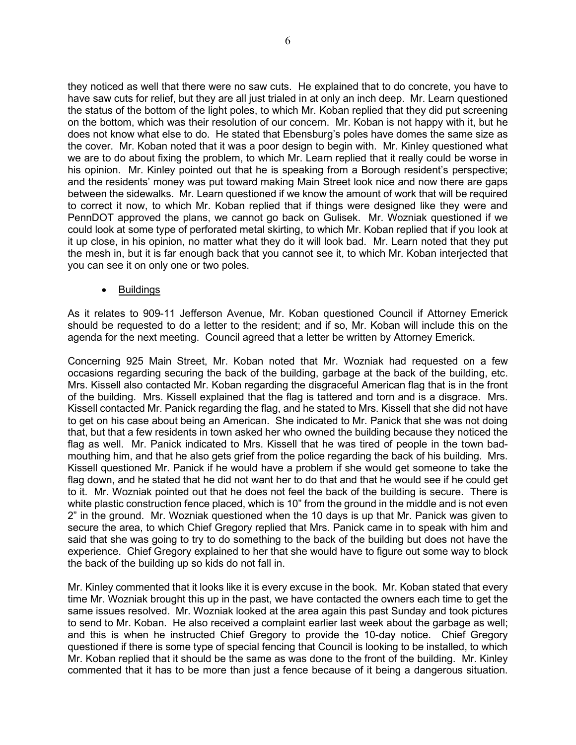they noticed as well that there were no saw cuts. He explained that to do concrete, you have to have saw cuts for relief, but they are all just trialed in at only an inch deep. Mr. Learn questioned the status of the bottom of the light poles, to which Mr. Koban replied that they did put screening on the bottom, which was their resolution of our concern. Mr. Koban is not happy with it, but he does not know what else to do. He stated that Ebensburg's poles have domes the same size as the cover. Mr. Koban noted that it was a poor design to begin with. Mr. Kinley questioned what we are to do about fixing the problem, to which Mr. Learn replied that it really could be worse in his opinion. Mr. Kinley pointed out that he is speaking from a Borough resident's perspective; and the residents' money was put toward making Main Street look nice and now there are gaps between the sidewalks. Mr. Learn questioned if we know the amount of work that will be required to correct it now, to which Mr. Koban replied that if things were designed like they were and PennDOT approved the plans, we cannot go back on Gulisek. Mr. Wozniak questioned if we could look at some type of perforated metal skirting, to which Mr. Koban replied that if you look at it up close, in his opinion, no matter what they do it will look bad. Mr. Learn noted that they put the mesh in, but it is far enough back that you cannot see it, to which Mr. Koban interjected that you can see it on only one or two poles.

- Buildings

As it relates to 909-11 Jefferson Avenue, Mr. Koban questioned Council if Attorney Emerick should be requested to do a letter to the resident; and if so, Mr. Koban will include this on the agenda for the next meeting. Council agreed that a letter be written by Attorney Emerick.

Concerning 925 Main Street, Mr. Koban noted that Mr. Wozniak had requested on a few occasions regarding securing the back of the building, garbage at the back of the building, etc. Mrs. Kissell also contacted Mr. Koban regarding the disgraceful American flag that is in the front of the building. Mrs. Kissell explained that the flag is tattered and torn and is a disgrace. Mrs. Kissell contacted Mr. Panick regarding the flag, and he stated to Mrs. Kissell that she did not have to get on his case about being an American. She indicated to Mr. Panick that she was not doing that, but that a few residents in town asked her who owned the building because they noticed the flag as well. Mr. Panick indicated to Mrs. Kissell that he was tired of people in the town bad-mouthing him, and that he also gets grief from the police regarding the back of his building. Mrs. Kissell questioned Mr. Panick if he would have a problem if she would get someone to take the flag down, and he stated that he did not want her to do that and that he would see if he could get to it. Mr. Wozniak pointed out that he does not feel the back of the building is secure. There is white plastic construction fence placed, which is 10" from the ground in the middle and is not even 2" in the ground. Mr. Wozniak questioned when the 10 days is up that Mr. Panick was given to secure the area, to which Chief Gregory replied that Mrs. Panick came in to speak with him and said that she was going to try to do something to the back of the building but does not have the experience. Chief Gregory explained to her that she would have to figure out some way to block the back of the building up so kids do not fall in.

Mr. Kinley commented that it looks like it is every excuse in the book. Mr. Koban stated that every time Mr. Wozniak brought this up in the past, we have contacted the owners each time to get the same issues resolved. Mr. Wozniak looked at the area again this past Sunday and took pictures to send to Mr. Koban. He also received a complaint earlier last week about the garbage as well; and this is when he instructed Chief Gregory to provide the 10-day notice. Chief Gregory questioned if there is some type of special fencing that Council is looking to be installed, to which Mr. Koban replied that it should be the same as was done to the front of the building. Mr. Kinley commented that it has to be more than just a fence because of it being a dangerous situation.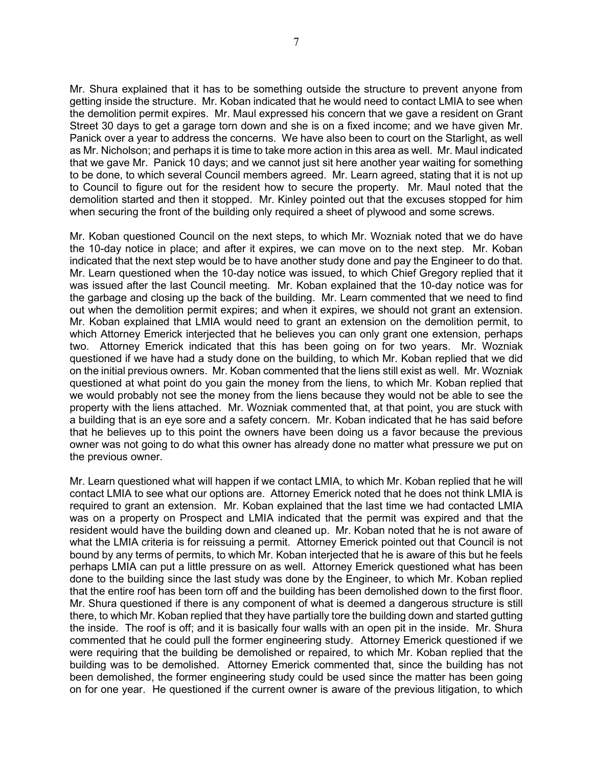Mr. Shura explained that it has to be something outside the structure to prevent anyone from getting inside the structure. Mr. Koban indicated that he would need to contact LMIA to see when the demolition permit expires. Mr. Maul expressed his concern that we gave a resident on Grant Street 30 days to get a garage torn down and she is on a fixed income; and we have given Mr. Panick over a year to address the concerns. We have also been to court on the Starlight, as well as Mr. Nicholson; and perhaps it is time to take more action in this area as well. Mr. Maul indicated that we gave Mr. Panick 10 days; and we cannot just sit here another year waiting for something to be done, to which several Council members agreed. Mr. Learn agreed, stating that it is not up to Council to figure out for the resident how to secure the property. Mr. Maul noted that the demolition started and then it stopped. Mr. Kinley pointed out that the excuses stopped for him when securing the front of the building only required a sheet of plywood and some screws.

Mr. Koban questioned Council on the next steps, to which Mr. Wozniak noted that we do have the 10-day notice in place; and after it expires, we can move on to the next step. Mr. Koban indicated that the next step would be to have another study done and pay the Engineer to do that. Mr. Learn questioned when the 10-day notice was issued, to which Chief Gregory replied that it was issued after the last Council meeting. Mr. Koban explained that the 10-day notice was for the garbage and closing up the back of the building. Mr. Learn commented that we need to find out when the demolition permit expires; and when it expires, we should not grant an extension. Mr. Koban explained that LMIA would need to grant an extension on the demolition permit, to which Attorney Emerick interjected that he believes you can only grant one extension, perhaps two. Attorney Emerick indicated that this has been going on for two years. Mr. Wozniak questioned if we have had a study done on the building, to which Mr. Koban replied that we did on the initial previous owners. Mr. Koban commented that the liens still exist as well. Mr. Wozniak questioned at what point do you gain the money from the liens, to which Mr. Koban replied that we would probably not see the money from the liens because they would not be able to see the property with the liens attached. Mr. Wozniak commented that, at that point, you are stuck with a building that is an eye sore and a safety concern. Mr. Koban indicated that he has said before that he believes up to this point the owners have been doing us a favor because the previous owner was not going to do what this owner has already done no matter what pressure we put on the previous owner.

Mr. Learn questioned what will happen if we contact LMIA, to which Mr. Koban replied that he will contact LMIA to see what our options are. Attorney Emerick noted that he does not think LMIA is required to grant an extension. Mr. Koban explained that the last time we had contacted LMIA was on a property on Prospect and LMIA indicated that the permit was expired and that the resident would have the building down and cleaned up. Mr. Koban noted that he is not aware of what the LMIA criteria is for reissuing a permit. Attorney Emerick pointed out that Council is not bound by any terms of permits, to which Mr. Koban interjected that he is aware of this but he feels perhaps LMIA can put a little pressure on as well. Attorney Emerick questioned what has been done to the building since the last study was done by the Engineer, to which Mr. Koban replied that the entire roof has been torn off and the building has been demolished down to the first floor. Mr. Shura questioned if there is any component of what is deemed a dangerous structure is still there, to which Mr. Koban replied that they have partially tore the building down and started gutting the inside. The roof is off; and it is basically four walls with an open pit in the inside. Mr. Shura commented that he could pull the former engineering study. Attorney Emerick questioned if we were requiring that the building be demolished or repaired, to which Mr. Koban replied that the building was to be demolished. Attorney Emerick commented that, since the building has not been demolished, the former engineering study could be used since the matter has been going on for one year. He questioned if the current owner is aware of the previous litigation, to which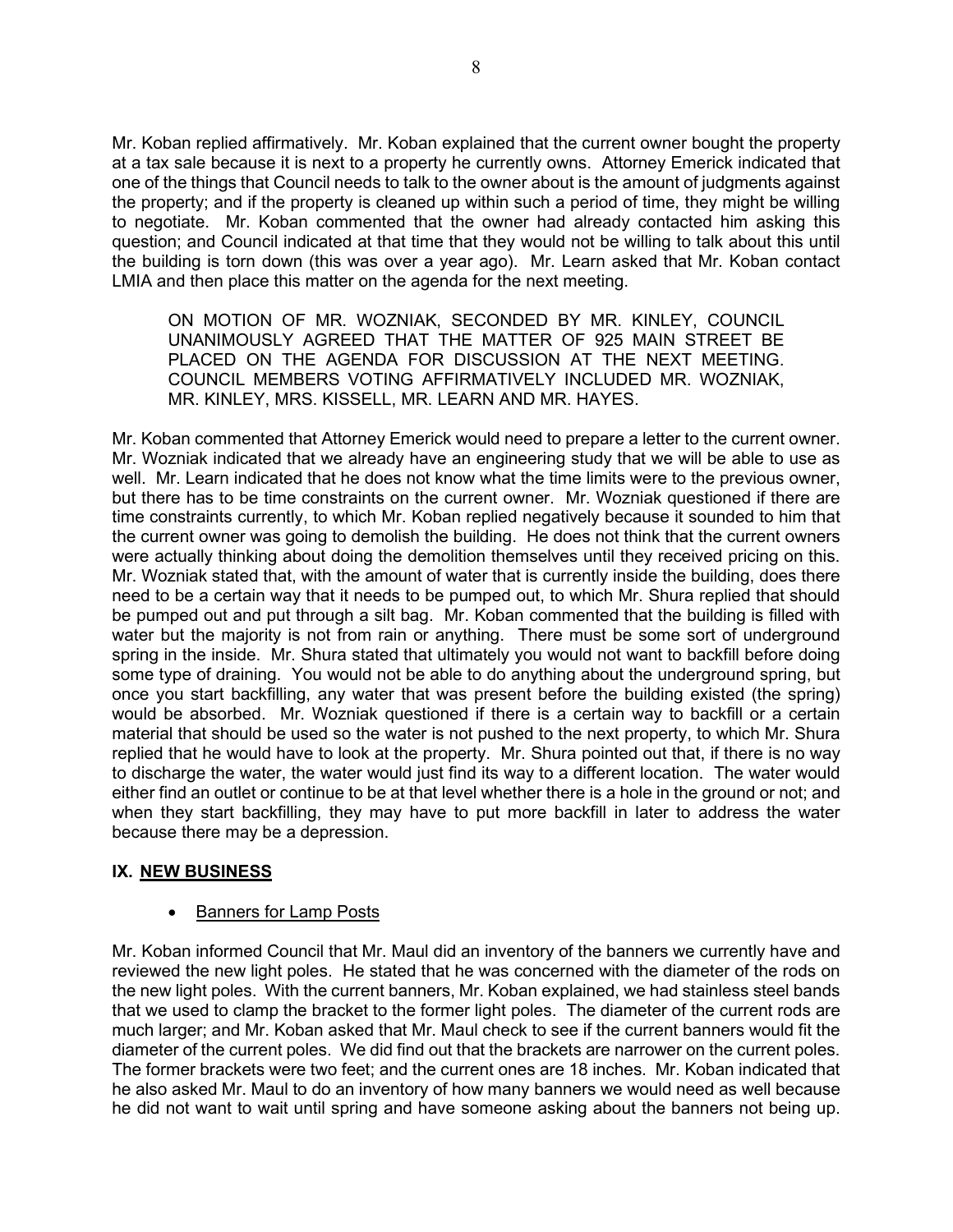Mr. Koban replied affirmatively. Mr. Koban explained that the current owner bought the property at a tax sale because it is next to a property he currently owns. Attorney Emerick indicated that one of the things that Council needs to talk to the owner about is the amount of judgments against the property; and if the property is cleaned up within such a period of time, they might be willing to negotiate. Mr. Koban commented that the owner had already contacted him asking this question; and Council indicated at that time that they would not be willing to talk about this until the building is torn down (this was over a year ago). Mr. Learn asked that Mr. Koban contact LMIA and then place this matter on the agenda for the next meeting.

> ON MOTION OF MR. WOZNIAK, SECONDED BY MR. KINLEY, COUNCIL UNANIMOUSLY AGREED THAT THE MATTER OF 925 MAIN STREET BE PLACED ON THE AGENDA FOR DISCUSSION AT THE NEXT MEETING. COUNCIL MEMBERS VOTING AFFIRMATIVELY INCLUDED MR. WOZNIAK, MR. KINLEY, MRS. KISSELL, MR. LEARN AND MR. HAYES.

Mr. Koban commented that Attorney Emerick would need to prepare a letter to the current owner. Mr. Wozniak indicated that we already have an engineering study that we will be able to use as well. Mr. Learn indicated that he does not know what the time limits were to the previous owner, but there has to be time constraints on the current owner. Mr. Wozniak questioned if there are time constraints currently, to which Mr. Koban replied negatively because it sounded to him that the current owner was going to demolish the building. He does not think that the current owners were actually thinking about doing the demolition themselves until they received pricing on this. Mr. Wozniak stated that, with the amount of water that is currently inside the building, does there need to be a certain way that it needs to be pumped out, to which Mr. Shura replied that should be pumped out and put through a silt bag. Mr. Koban commented that the building is filled with water but the majority is not from rain or anything. There must be some sort of underground spring in the inside. Mr. Shura stated that ultimately you would not want to backfill before doing some type of draining. You would not be able to do anything about the underground spring, but once you start backfilling, any water that was present before the building existed (the spring) would be absorbed. Mr. Wozniak questioned if there is a certain way to backfill or a certain material that should be used so the water is not pushed to the next property, to which Mr. Shura replied that he would have to look at the property. Mr. Shura pointed out that, if there is no way to discharge the water, the water would just find its way to a different location. The water would either find an outlet or continue to be at that level whether there is a hole in the ground or not; and when they start backfilling, they may have to put more backfill in later to address the water because there may be a depression.

## IX. NEW BUSINESS

- Banners for Lamp Posts

Mr. Koban informed Council that Mr. Maul did an inventory of the banners we currently have and reviewed the new light poles. He stated that he was concerned with the diameter of the rods on the new light poles. With the current banners, Mr. Koban explained, we had stainless steel bands that we used to clamp the bracket to the former light poles. The diameter of the current rods are much larger; and Mr. Koban asked that Mr. Maul check to see if the current banners would fit the diameter of the current poles. We did find out that the brackets are narrower on the current poles. The former brackets were two feet; and the current ones are 18 inches. Mr. Koban indicated that he also asked Mr. Maul to do an inventory of how many banners we would need as well because he did not want to wait until spring and have someone asking about the banners not being up.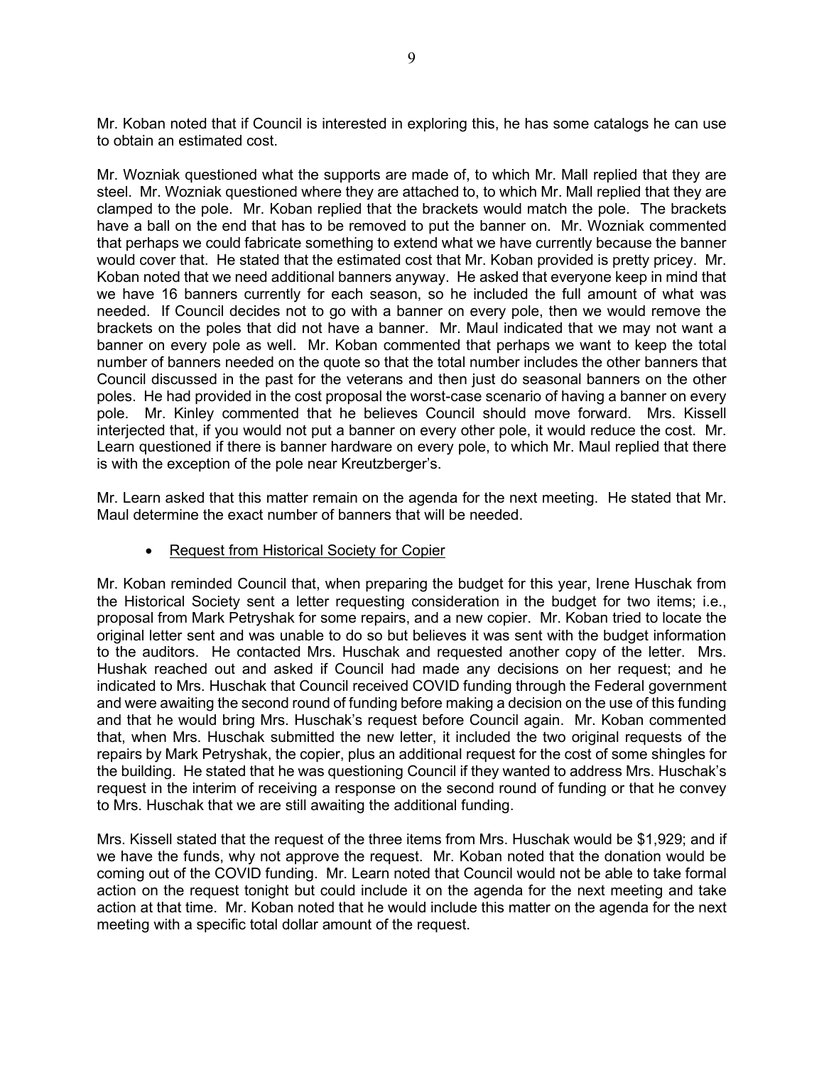Mr. Koban noted that if Council is interested in exploring this, he has some catalogs he can use to obtain an estimated cost.

Mr. Wozniak questioned what the supports are made of, to which Mr. Mall replied that they are steel. Mr. Wozniak questioned where they are attached to, to which Mr. Mall replied that they are clamped to the pole. Mr. Koban replied that the brackets would match the pole. The brackets have a ball on the end that has to be removed to put the banner on. Mr. Wozniak commented that perhaps we could fabricate something to extend what we have currently because the banner would cover that. He stated that the estimated cost that Mr. Koban provided is pretty pricey. Mr. Koban noted that we need additional banners anyway. He asked that everyone keep in mind that we have 16 banners currently for each season, so he included the full amount of what was needed. If Council decides not to go with a banner on every pole, then we would remove the brackets on the poles that did not have a banner. Mr. Maul indicated that we may not want a banner on every pole as well. Mr. Koban commented that perhaps we want to keep the total number of banners needed on the quote so that the total number includes the other banners that Council discussed in the past for the veterans and then just do seasonal banners on the other poles. He had provided in the cost proposal the worst-case scenario of having a banner on every pole. Mr. Kinley commented that he believes Council should move forward. Mrs. Kissell interjected that, if you would not put a banner on every other pole, it would reduce the cost. Mr. Learn questioned if there is banner hardware on every pole, to which Mr. Maul replied that there is with the exception of the pole near Kreutzberger's.

Mr. Learn asked that this matter remain on the agenda for the next meeting. He stated that Mr. Maul determine the exact number of banners that will be needed.

- Request from Historical Society for Copier

Mr. Koban reminded Council that, when preparing the budget for this year, Irene Huschak from the Historical Society sent a letter requesting consideration in the budget for two items; i.e., proposal from Mark Petryshak for some repairs, and a new copier. Mr. Koban tried to locate the original letter sent and was unable to do so but believes it was sent with the budget information to the auditors. He contacted Mrs. Huschak and requested another copy of the letter. Mrs. Hushak reached out and asked if Council had made any decisions on her request; and he indicated to Mrs. Huschak that Council received COVID funding through the Federal government and were awaiting the second round of funding before making a decision on the use of this funding and that he would bring Mrs. Huschak's request before Council again. Mr. Koban commented that, when Mrs. Huschak submitted the new letter, it included the two original requests of the repairs by Mark Petryshak, the copier, plus an additional request for the cost of some shingles for the building. He stated that he was questioning Council if they wanted to address Mrs. Huschak's request in the interim of receiving a response on the second round of funding or that he convey to Mrs. Huschak that we are still awaiting the additional funding.

Mrs. Kissell stated that the request of the three items from Mrs. Huschak would be $1,929; and if we have the funds, why not approve the request. Mr. Koban noted that the donation would be coming out of the COVID funding. Mr. Learn noted that Council would not be able to take formal action on the request tonight but could include it on the agenda for the next meeting and take action at that time. Mr. Koban noted that he would include this matter on the agenda for the next meeting with a specific total dollar amount of the request.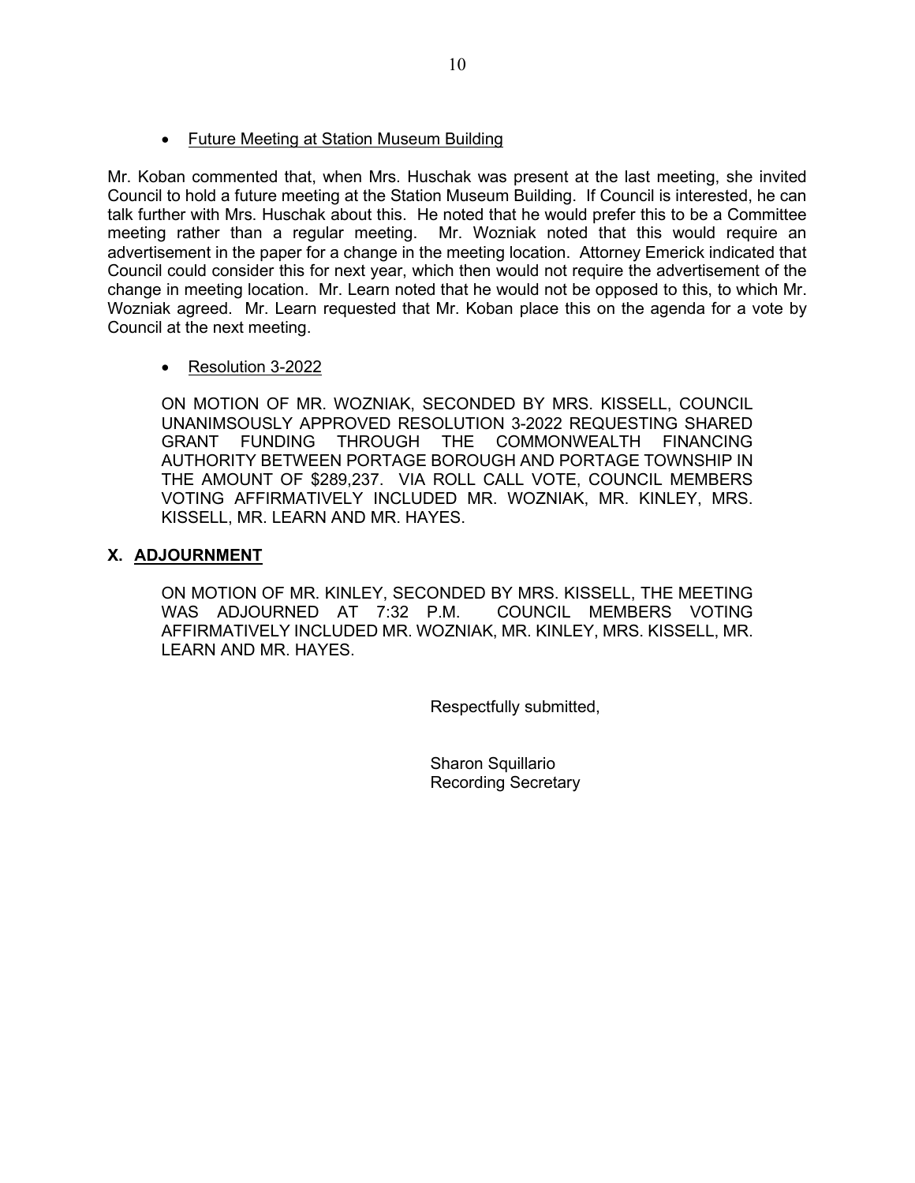- <u>Future Meeting at Station Museum Building</u>

Mr. Koban commented that, when Mrs. Huschak was present at the last meeting, she invited Council to hold a future meeting at the Station Museum Building. If Council is interested, he can talk further with Mrs. Huschak about this. He noted that he would prefer this to be a Committee meeting rather than a regular meeting. Mr. Wozniak noted that this would require an advertisement in the paper for a change in the meeting location. Attorney Emerick indicated that Council could consider this for next year, which then would not require the advertisement of the change in meeting location. Mr. Learn noted that he would not be opposed to this, to which Mr. Wozniak agreed. Mr. Learn requested that Mr. Koban place this on the agenda for a vote by Council at the next meeting.

- <u>Resolution 3-2022</u>

ON MOTION OF MR. WOZNIAK, SECONDED BY MRS. KISSELL, COUNCIL UNANIMSOUSLY APPROVED RESOLUTION 3-2022 REQUESTING SHARED GRANT FUNDING THROUGH THE COMMONWEALTH FINANCING AUTHORITY BETWEEN PORTAGE BOROUGH AND PORTAGE TOWNSHIP IN THE AMOUNT OF $289,237. VIA ROLL CALL VOTE, COUNCIL MEMBERS VOTING AFFIRMATIVELY INCLUDED MR. WOZNIAK, MR. KINLEY, MRS. KISSELL, MR. LEARN AND MR. HAYES.

## X. ADJOURNMENT

ON MOTION OF MR. KINLEY, SECONDED BY MRS. KISSELL, THE MEETING WAS ADJOURNED AT 7:32 P.M. COUNCIL MEMBERS VOTING AFFIRMATIVELY INCLUDED MR. WOZNIAK, MR. KINLEY, MRS. KISSELL, MR. LEARN AND MR. HAYES.

Respectfully submitted,

Sharon Squillario
Recording Secretary